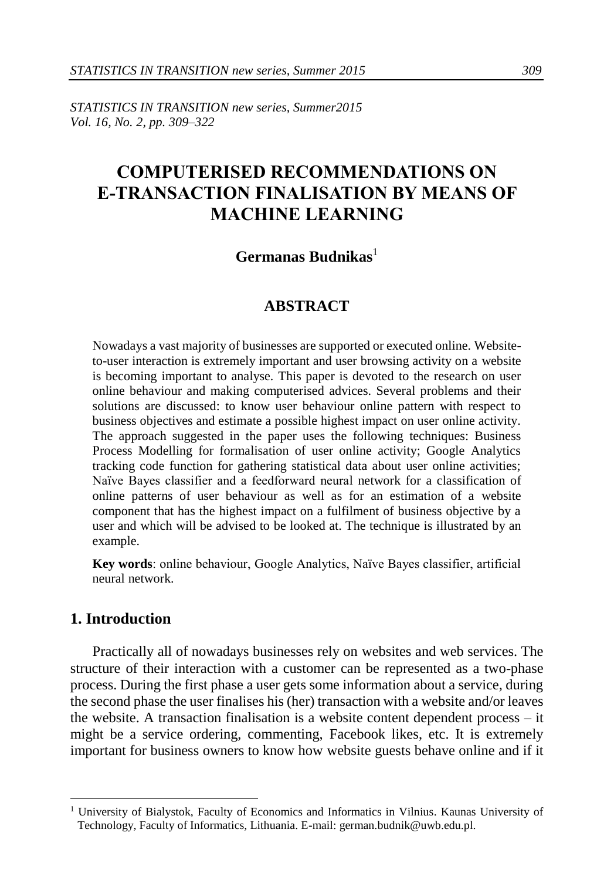# COMPUTERISED RECOMMENDATIONS ON E-TRANSACTION FINALISATION BY MEANS OF MACHINE LEARNING

**Germanas Budnikas**[1]

## ABSTRACT

Nowadays a vast majority of businesses are supported or executed online. Website-to-user interaction is extremely important and user browsing activity on a website is becoming important to analyse. This paper is devoted to the research on user online behaviour and making computerised advices. Several problems and their solutions are discussed: to know user behaviour online pattern with respect to business objectives and estimate a possible highest impact on user online activity. The approach suggested in the paper uses the following techniques: Business Process Modelling for formalisation of user online activity; Google Analytics tracking code function for gathering statistical data about user online activities; Naïve Bayes classifier and a feedforward neural network for a classification of online patterns of user behaviour as well as for an estimation of a website component that has the highest impact on a fulfilment of business objective by a user and which will be advised to be looked at. The technique is illustrated by an example.

**Key words**: online behaviour, Google Analytics, Naïve Bayes classifier, artificial neural network.

## 1. Introduction

Practically all of nowadays businesses rely on websites and web services. The structure of their interaction with a customer can be represented as a two-phase process. During the first phase a user gets some information about a service, during the second phase the user finalises his (her) transaction with a website and/or leaves the website. A transaction finalisation is a website content dependent process – it might be a service ordering, commenting, Facebook likes, etc. It is extremely important for business owners to know how website guests behave online and if it

---

[1] University of Bialystok, Faculty of Economics and Informatics in Vilnius. Kaunas University of Technology, Faculty of Informatics, Lithuania. E-mail: german.budnik@uwb.edu.pl.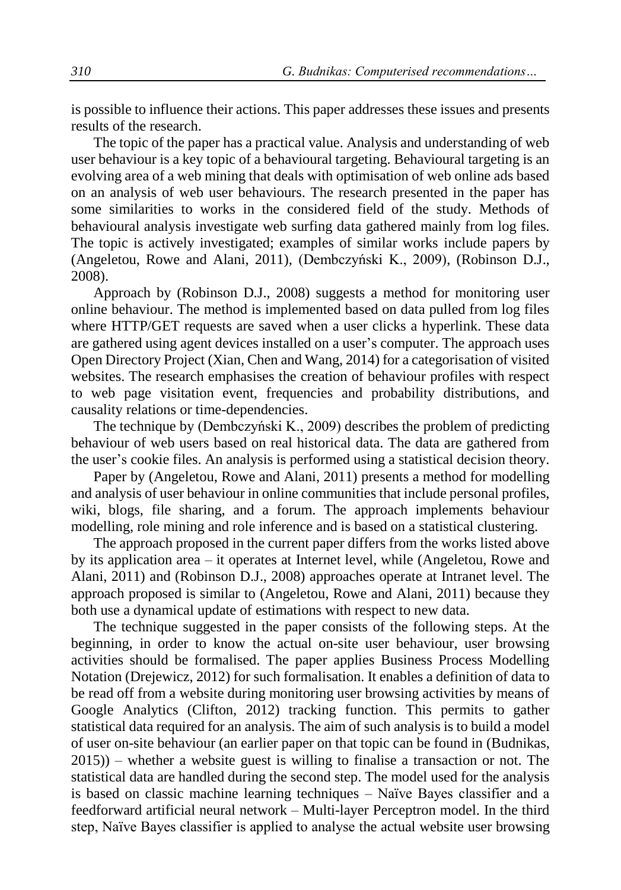is possible to influence their actions. This paper addresses these issues and presents results of the research.

The topic of the paper has a practical value. Analysis and understanding of web user behaviour is a key topic of a behavioural targeting. Behavioural targeting is an evolving area of a web mining that deals with optimisation of web online ads based on an analysis of web user behaviours. The research presented in the paper has some similarities to works in the considered field of the study. Methods of behavioural analysis investigate web surfing data gathered mainly from log files. The topic is actively investigated; examples of similar works include papers by (Angeletou, Rowe and Alani, 2011), (Dembczyński K., 2009), (Robinson D.J., 2008).

Approach by (Robinson D.J., 2008) suggests a method for monitoring user online behaviour. The method is implemented based on data pulled from log files where HTTP/GET requests are saved when a user clicks a hyperlink. These data are gathered using agent devices installed on a user's computer. The approach uses Open Directory Project (Xian, Chen and Wang, 2014) for a categorisation of visited websites. The research emphasises the creation of behaviour profiles with respect to web page visitation event, frequencies and probability distributions, and causality relations or time-dependencies.

The technique by (Dembczyński K., 2009) describes the problem of predicting behaviour of web users based on real historical data. The data are gathered from the user's cookie files. An analysis is performed using a statistical decision theory.

Paper by (Angeletou, Rowe and Alani, 2011) presents a method for modelling and analysis of user behaviour in online communities that include personal profiles, wiki, blogs, file sharing, and a forum. The approach implements behaviour modelling, role mining and role inference and is based on a statistical clustering.

The approach proposed in the current paper differs from the works listed above by its application area – it operates at Internet level, while (Angeletou, Rowe and Alani, 2011) and (Robinson D.J., 2008) approaches operate at Intranet level. The approach proposed is similar to (Angeletou, Rowe and Alani, 2011) because they both use a dynamical update of estimations with respect to new data.

The technique suggested in the paper consists of the following steps. At the beginning, in order to know the actual on-site user behaviour, user browsing activities should be formalised. The paper applies Business Process Modelling Notation (Drejewicz, 2012) for such formalisation. It enables a definition of data to be read off from a website during monitoring user browsing activities by means of Google Analytics (Clifton, 2012) tracking function. This permits to gather statistical data required for an analysis. The aim of such analysis is to build a model of user on-site behaviour (an earlier paper on that topic can be found in (Budnikas, 2015)) – whether a website guest is willing to finalise a transaction or not. The statistical data are handled during the second step. The model used for the analysis is based on classic machine learning techniques – Naïve Bayes classifier and a feedforward artificial neural network – Multi-layer Perceptron model. In the third step, Naïve Bayes classifier is applied to analyse the actual website user browsing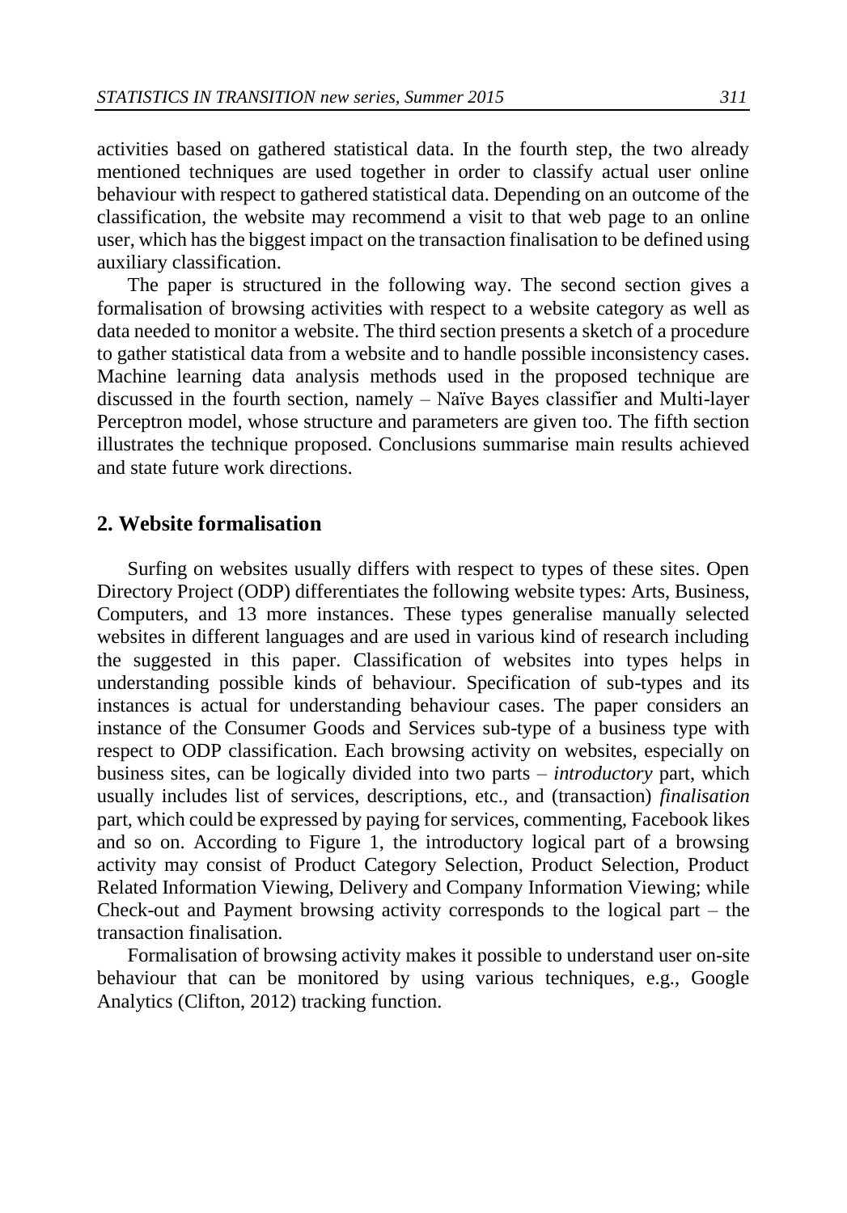activities based on gathered statistical data. In the fourth step, the two already mentioned techniques are used together in order to classify actual user online behaviour with respect to gathered statistical data. Depending on an outcome of the classification, the website may recommend a visit to that web page to an online user, which has the biggest impact on the transaction finalisation to be defined using auxiliary classification.

The paper is structured in the following way. The second section gives a formalisation of browsing activities with respect to a website category as well as data needed to monitor a website. The third section presents a sketch of a procedure to gather statistical data from a website and to handle possible inconsistency cases. Machine learning data analysis methods used in the proposed technique are discussed in the fourth section, namely – Naïve Bayes classifier and Multi-layer Perceptron model, whose structure and parameters are given too. The fifth section illustrates the technique proposed. Conclusions summarise main results achieved and state future work directions.

## 2. Website formalisation

Surfing on websites usually differs with respect to types of these sites. Open Directory Project (ODP) differentiates the following website types: Arts, Business, Computers, and 13 more instances. These types generalise manually selected websites in different languages and are used in various kind of research including the suggested in this paper. Classification of websites into types helps in understanding possible kinds of behaviour. Specification of sub-types and its instances is actual for understanding behaviour cases. The paper considers an instance of the Consumer Goods and Services sub-type of a business type with respect to ODP classification. Each browsing activity on websites, especially on business sites, can be logically divided into two parts – *introductory* part, which usually includes list of services, descriptions, etc., and (transaction) *finalisation* part, which could be expressed by paying for services, commenting, Facebook likes and so on. According to Figure 1, the introductory logical part of a browsing activity may consist of Product Category Selection, Product Selection, Product Related Information Viewing, Delivery and Company Information Viewing; while Check-out and Payment browsing activity corresponds to the logical part – the transaction finalisation.

Formalisation of browsing activity makes it possible to understand user on-site behaviour that can be monitored by using various techniques, e.g., Google Analytics (Clifton, 2012) tracking function.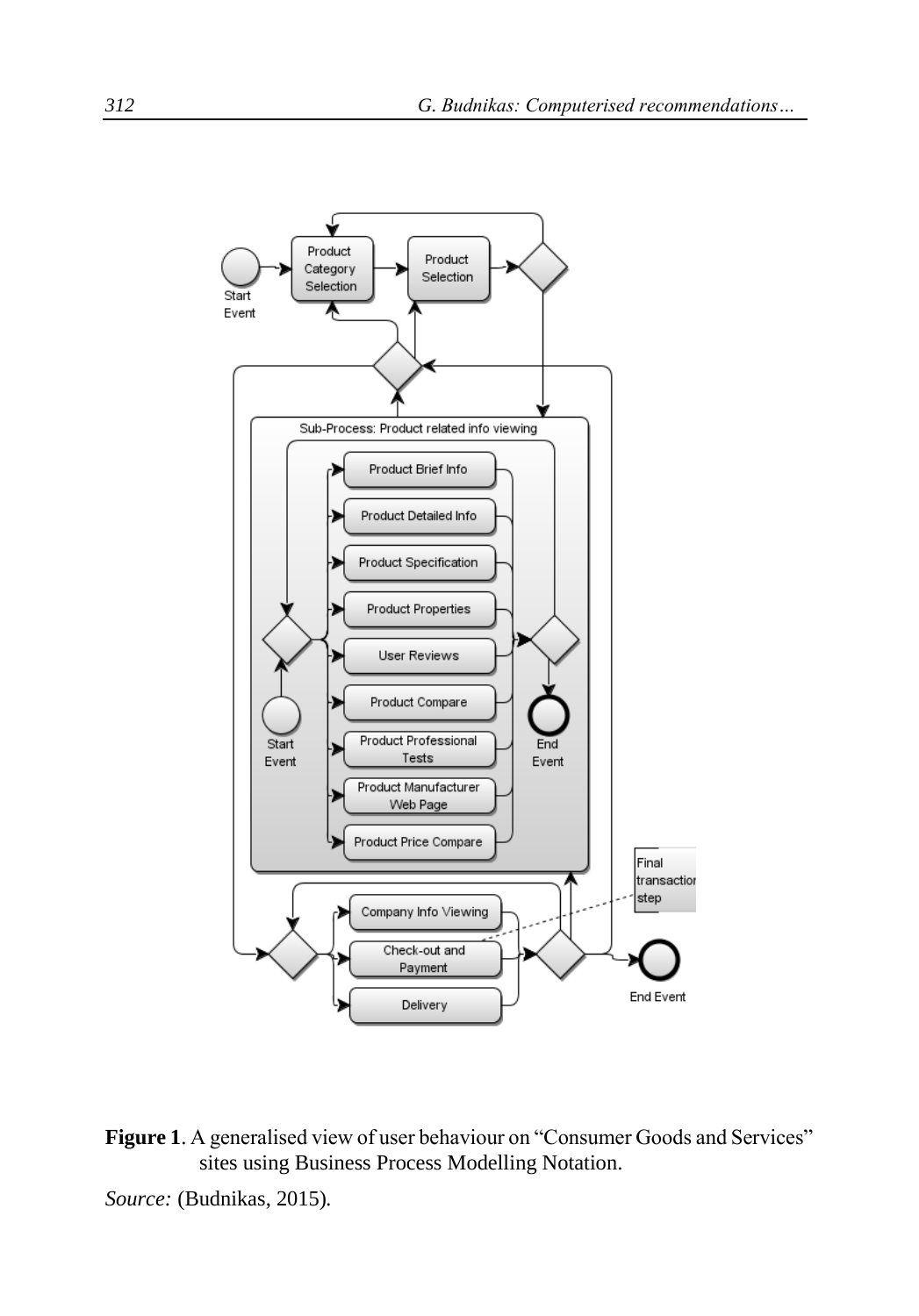**Figure 1**. A generalised view of user behaviour on "Consumer Goods and Services" sites using Business Process Modelling Notation.

*Source:* (Budnikas, 2015).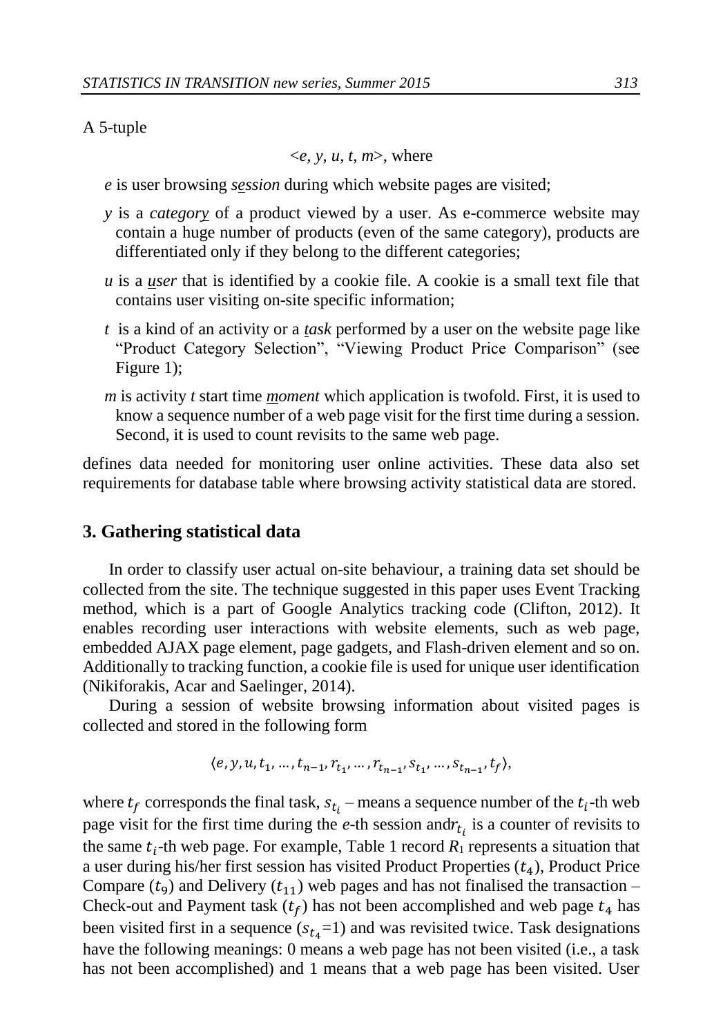A 5-tuple

<*e*, *y*, *u*, *t*, *m*>, where

*e* is user browsing *session* during which website pages are visited;

*y* is a *category* of a product viewed by a user. As e-commerce website may contain a huge number of products (even of the same category), products are differentiated only if they belong to the different categories;

*u* is a *user* that is identified by a cookie file. A cookie is a small text file that contains user visiting on-site specific information;

*t* is a kind of an activity or a *task* performed by a user on the website page like "Product Category Selection", "Viewing Product Price Comparison" (see Figure 1);

*m* is activity *t* start time *moment* which application is twofold. First, it is used to know a sequence number of a web page visit for the first time during a session. Second, it is used to count revisits to the same web page.

defines data needed for monitoring user online activities. These data also set requirements for database table where browsing activity statistical data are stored.

## 3. Gathering statistical data

In order to classify user actual on-site behaviour, a training data set should be collected from the site. The technique suggested in this paper uses Event Tracking method, which is a part of Google Analytics tracking code (Clifton, 2012). It enables recording user interactions with website elements, such as web page, embedded AJAX page element, page gadgets, and Flash-driven element and so on. Additionally to tracking function, a cookie file is used for unique user identification (Nikiforakis, Acar and Saelinger, 2014).

During a session of website browsing information about visited pages is collected and stored in the following form

$$\langle e, y, u, t_1, \dots, t_{n-1}, r_{t_1}, \dots, r_{t_{n-1}}, s_{t_1}, \dots, s_{t_{n-1}}, t_f \rangle,$$

where $t_f$ corresponds the final task, $s_{t_i}$ – means a sequence number of the $t_i$-th web page visit for the first time during the *e*-th session and$r_{t_i}$ is a counter of revisits to the same $t_i$-th web page. For example, Table 1 record $R_1$ represents a situation that a user during his/her first session has visited Product Properties ($t_4$), Product Price Compare ($t_9$) and Delivery ($t_{11}$) web pages and has not finalised the transaction – Check-out and Payment task ($t_f$) has not been accomplished and web page $t_4$ has been visited first in a sequence ($s_{t_4}$=1) and was revisited twice. Task designations have the following meanings: 0 means a web page has not been visited (i.e., a task has not been accomplished) and 1 means that a web page has been visited. User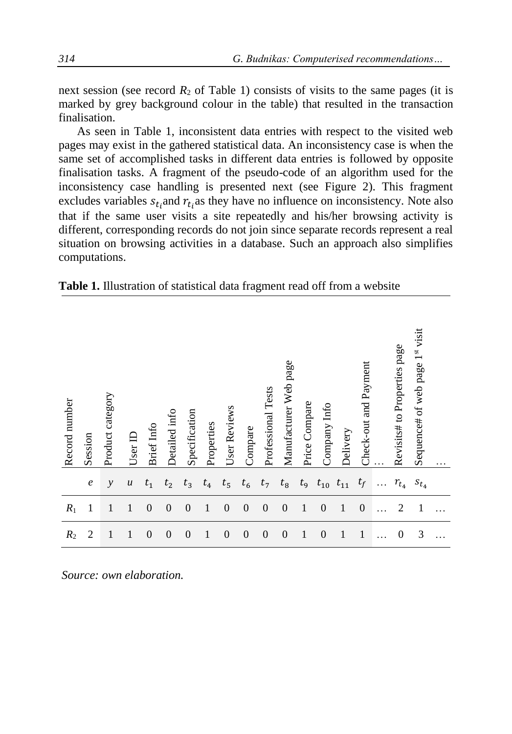next session (see record $R_2$ of Table 1) consists of visits to the same pages (it is marked by grey background colour in the table) that resulted in the transaction finalisation.

As seen in Table 1, inconsistent data entries with respect to the visited web pages may exist in the gathered statistical data. An inconsistency case is when the same set of accomplished tasks in different data entries is followed by opposite finalisation tasks. A fragment of the pseudo-code of an algorithm used for the inconsistency case handling is presented next (see Figure 2). This fragment excludes variables $s_{t_i}$ and $r_{t_i}$ as they have no influence on inconsistency. Note also that if the same user visits a site repeatedly and his/her browsing activity is different, corresponding records do not join since separate records represent a real situation on browsing activities in a database. Such an approach also simplifies computations.

**Table 1.** Illustration of statistical data fragment read off from a website

| Record number | Session | Product category | User ID | Brief Info | Detailed info | Specification | Properties | User Reviews | Compare | Professional Tests | Manufacturer Web page | Price Compare | Company Info | Delivery | Check-out and Payment | … | Revisits# to Properties page | Sequence# of web page 1st visit | … |
|---|---|---|---|---|---|---|---|---|---|---|---|---|---|---|---|---|---|---|---|
| | $e$ | $y$ | $u$ | $t_1$ | $t_2$ | $t_3$ | $t_4$ | $t_5$ | $t_6$ | $t_7$ | $t_8$ | $t_9$ | $t_{10}$ | $t_{11}$ | $t_f$ | … | $r_{t_4}$ | $s_{t_4}$ | |
| $R_1$ | 1 | 1 | 1 | 0 | 0 | 0 | 1 | 0 | 0 | 0 | 0 | 1 | 0 | 1 | 0 | … | 2 | 1 | … |
| $R_2$ | 2 | 1 | 1 | 0 | 0 | 0 | 1 | 0 | 0 | 0 | 0 | 1 | 0 | 1 | 1 | … | 0 | 3 | … |

*Source: own elaboration.*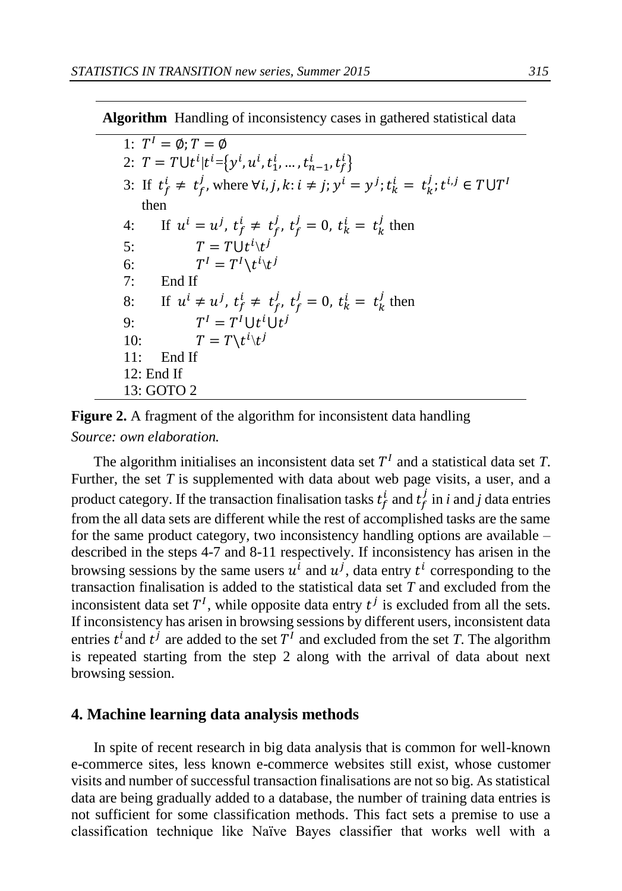**Algorithm** Handling of inconsistency cases in gathered statistical data

1: $T^I = \emptyset; T = \emptyset$
2: $T = T \cup t^i | t^i = \{y^i, u^i, t_1^i, \dots, t_{n-1}^i, t_f^i\}$
3: If $t_f^i \neq t_f^j$, where $\forall i, j, k: i \neq j; y^i = y^j; t_k^i = t_k^j; t^{i,j} \in T \cup T^I$ then
4: If $u^i = u^j$, $t_f^i \neq t_f^j$, $t_f^j = 0$, $t_k^i = t_k^j$ then
5: $T = T \cup t^i \setminus t^j$
6: $T^I = T^I \setminus t^i \setminus t^j$
7: End If
8: If $u^i \neq u^j$, $t_f^i \neq t_f^j$, $t_f^j = 0$, $t_k^i = t_k^j$ then
9: $T^I = T^I \cup t^i \cup t^j$
10: $T = T \setminus t^i \setminus t^j$
11: End If
12: End If
13: GOTO 2

**Figure 2.** A fragment of the algorithm for inconsistent data handling
*Source: own elaboration.*

The algorithm initialises an inconsistent data set $T^I$ and a statistical data set $T$. Further, the set $T$ is supplemented with data about web page visits, a user, and a product category. If the transaction finalisation tasks $t_f^i$ and $t_f^j$ in $i$ and $j$ data entries from the all data sets are different while the rest of accomplished tasks are the same for the same product category, two inconsistency handling options are available – described in the steps 4-7 and 8-11 respectively. If inconsistency has arisen in the browsing sessions by the same users $u^i$ and $u^j$, data entry $t^i$ corresponding to the transaction finalisation is added to the statistical data set $T$ and excluded from the inconsistent data set $T^I$, while opposite data entry $t^j$ is excluded from all the sets. If inconsistency has arisen in browsing sessions by different users, inconsistent data entries $t^i$ and $t^j$ are added to the set $T^I$ and excluded from the set $T$. The algorithm is repeated starting from the step 2 along with the arrival of data about next browsing session.

## 4. Machine learning data analysis methods

In spite of recent research in big data analysis that is common for well-known e-commerce sites, less known e-commerce websites still exist, whose customer visits and number of successful transaction finalisations are not so big. As statistical data are being gradually added to a database, the number of training data entries is not sufficient for some classification methods. This fact sets a premise to use a classification technique like Naïve Bayes classifier that works well with a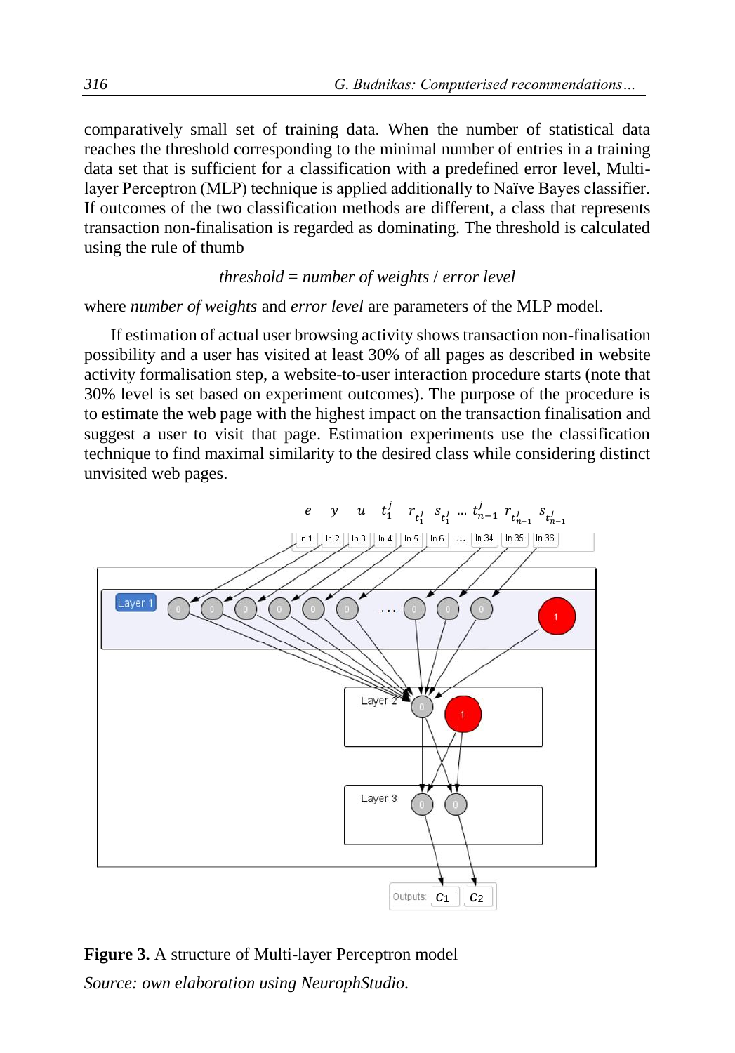comparatively small set of training data. When the number of statistical data reaches the threshold corresponding to the minimal number of entries in a training data set that is sufficient for a classification with a predefined error level, Multi-layer Perceptron (MLP) technique is applied additionally to Naïve Bayes classifier. If outcomes of the two classification methods are different, a class that represents transaction non-finalisation is regarded as dominating. The threshold is calculated using the rule of thumb

$$threshold = number\ of\ weights\ /\ error\ level$$

where *number of weights* and *error level* are parameters of the MLP model.

If estimation of actual user browsing activity shows transaction non-finalisation possibility and a user has visited at least 30% of all pages as described in website activity formalisation step, a website-to-user interaction procedure starts (note that 30% level is set based on experiment outcomes). The purpose of the procedure is to estimate the web page with the highest impact on the transaction finalisation and suggest a user to visit that page. Estimation experiments use the classification technique to find maximal similarity to the desired class while considering distinct unvisited web pages.

**Figure 3.** A structure of Multi-layer Perceptron model

*Source: own elaboration using NeurophStudio.*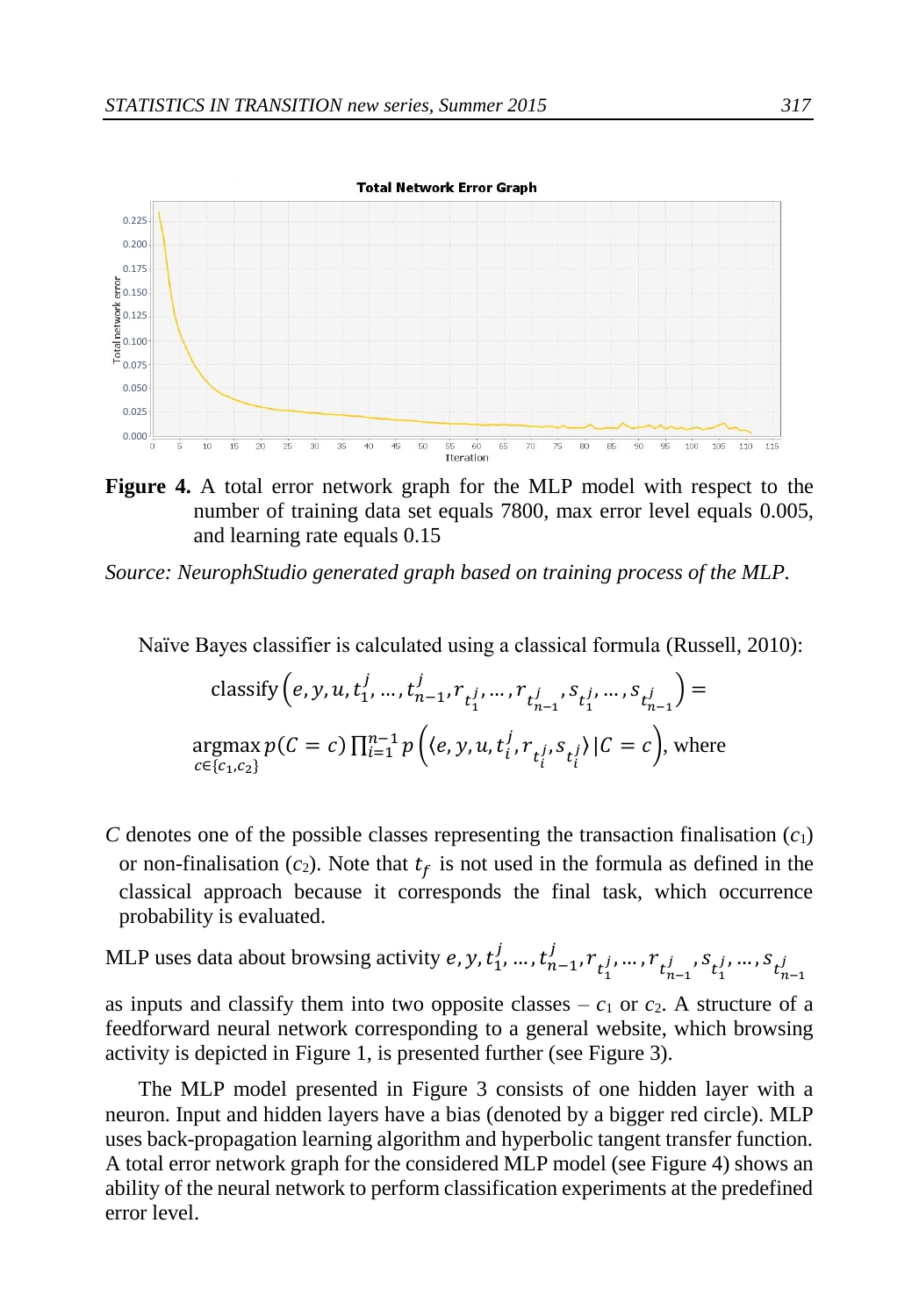**Figure 4.** A total error network graph for the MLP model with respect to the number of training data set equals 7800, max error level equals 0.005, and learning rate equals 0.15

*Source: NeurophStudio generated graph based on training process of the MLP.*

Naïve Bayes classifier is calculated using a classical formula (Russell, 2010):

$$\text{classify}\left(e, y, u, t_1^j, \dots, t_{n-1}^j, r_{t_1^j}, \dots, r_{t_{n-1}^j}, s_{t_1^j}, \dots, s_{t_{n-1}^j}\right) =$$

$$\underset{c \in \{c_1, c_2\}}{\operatorname{argmax}}\, p(C = c) \prod_{i=1}^{n-1} p\left(\langle e, y, u, t_i^j, r_{t_i^j}, s_{t_i^j} \rangle | C = c\right), \text{ where}$$

$C$ denotes one of the possible classes representing the transaction finalisation ($c_1$) or non-finalisation ($c_2$). Note that $t_f$ is not used in the formula as defined in the classical approach because it corresponds the final task, which occurrence probability is evaluated.

MLP uses data about browsing activity $e, y, t_1^j, \dots, t_{n-1}^j, r_{t_1^j}, \dots, r_{t_{n-1}^j}, s_{t_1^j}, \dots, s_{t_{n-1}^j}$ as inputs and classify them into two opposite classes – $c_1$ or $c_2$. A structure of a feedforward neural network corresponding to a general website, which browsing activity is depicted in Figure 1, is presented further (see Figure 3).

The MLP model presented in Figure 3 consists of one hidden layer with a neuron. Input and hidden layers have a bias (denoted by a bigger red circle). MLP uses back-propagation learning algorithm and hyperbolic tangent transfer function. A total error network graph for the considered MLP model (see Figure 4) shows an ability of the neural network to perform classification experiments at the predefined error level.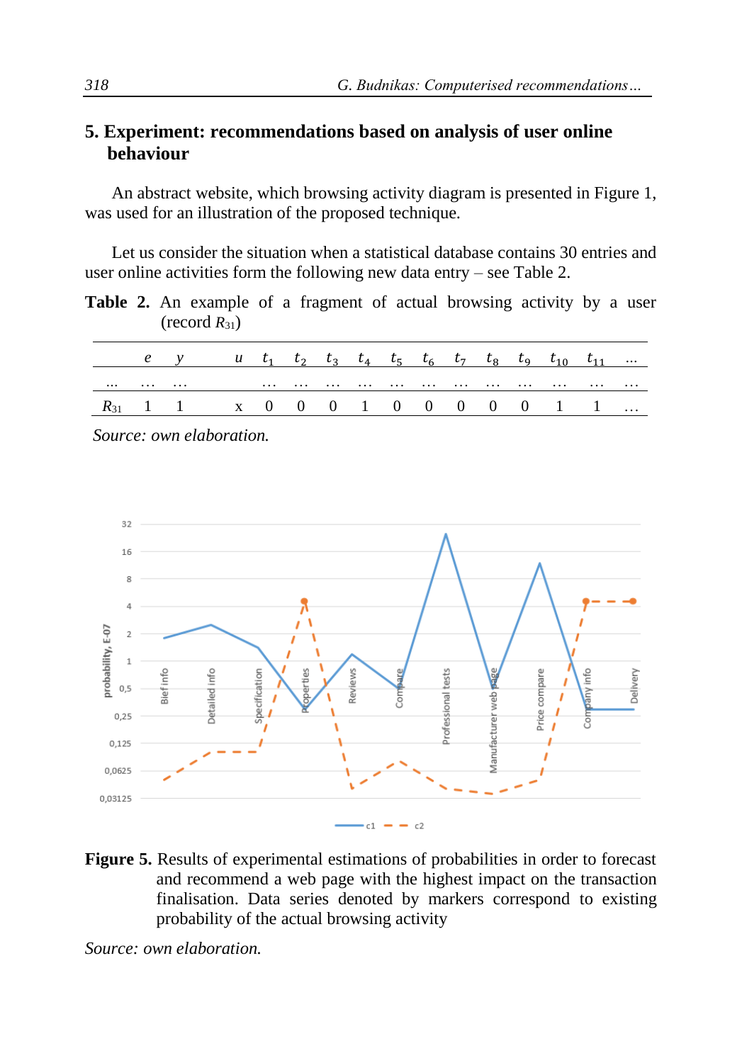## 5. Experiment: recommendations based on analysis of user online behaviour

An abstract website, which browsing activity diagram is presented in Figure 1, was used for an illustration of the proposed technique.

Let us consider the situation when a statistical database contains 30 entries and user online activities form the following new data entry – see Table 2.

**Table 2.** An example of a fragment of actual browsing activity by a user (record $R_{31}$)

| | $e$ | $y$ | $u$ | $t_1$ | $t_2$ | $t_3$ | $t_4$ | $t_5$ | $t_6$ | $t_7$ | $t_8$ | $t_9$ | $t_{10}$ | $t_{11}$ | ... |
|---|---|---|---|---|---|---|---|---|---|---|---|---|---|---|---|
| ... | … | … | | … | … | … | … | … | … | … | … | … | … | … | … |
| $R_{31}$ | 1 | 1 | x | 0 | 0 | 0 | 1 | 0 | 0 | 0 | 0 | 0 | 1 | 1 | … |

*Source: own elaboration.*

**Figure 5.** Results of experimental estimations of probabilities in order to forecast and recommend a web page with the highest impact on the transaction finalisation. Data series denoted by markers correspond to existing probability of the actual browsing activity

*Source: own elaboration.*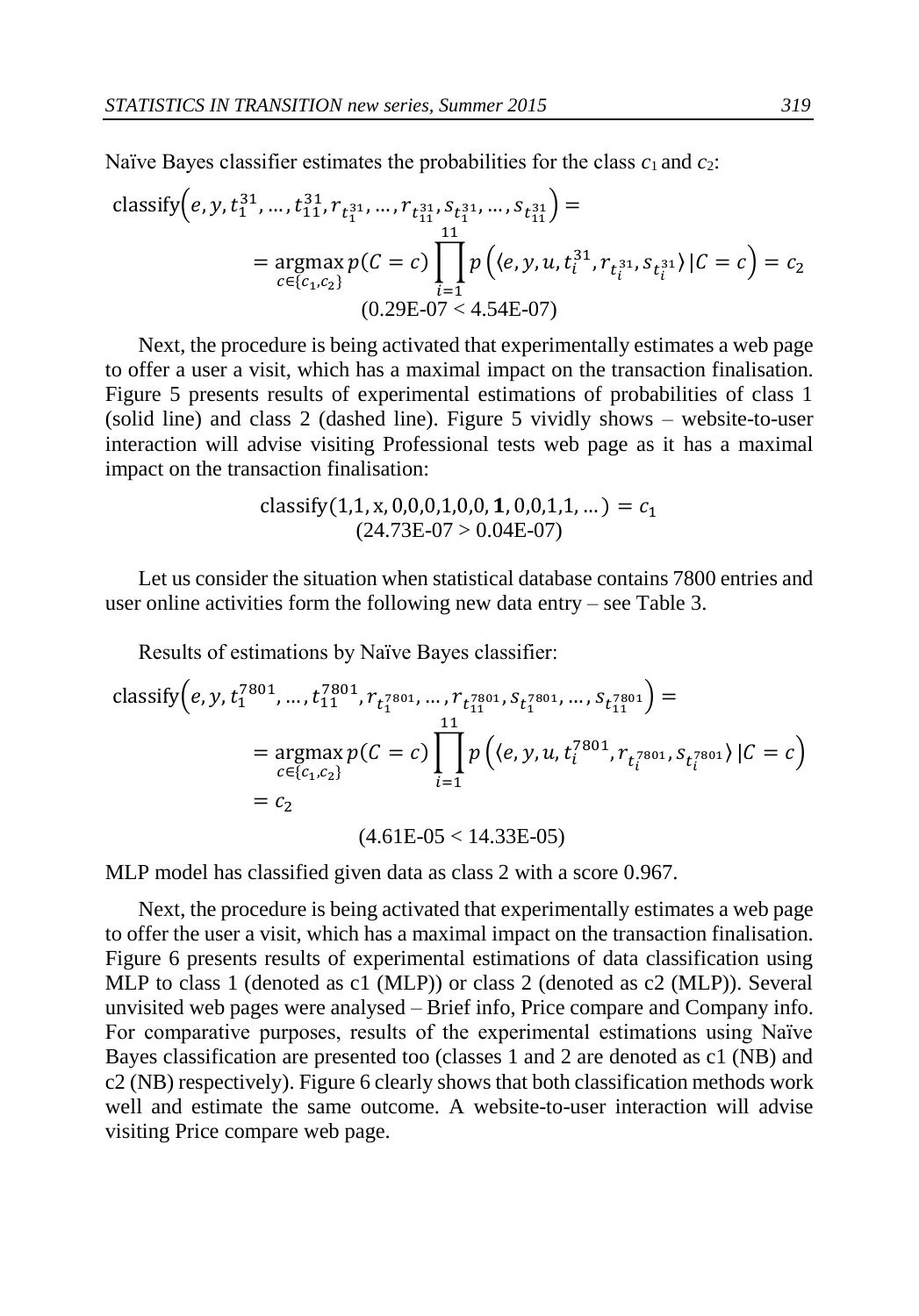Naïve Bayes classifier estimates the probabilities for the class $c_1$ and $c_2$:

$$
\begin{aligned}
&\text{classify}\left(e, y, t_1^{31}, \ldots, t_{11}^{31}, r_{t_1^{31}}, \ldots, r_{t_{11}^{31}}, s_{t_1^{31}}, \ldots, s_{t_{11}^{31}}\right) = \\
&= \underset{c \in \{c_1, c_2\}}{\operatorname{argmax}}\, p(C = c) \prod_{i=1}^{11} p\left(\langle e, y, u, t_i^{31}, r_{t_i^{31}}, s_{t_i^{31}} \rangle \,|\, C = c\right) = c_2
\end{aligned}
$$

$$(0.29\text{E-}07 < 4.54\text{E-}07)$$

Next, the procedure is being activated that experimentally estimates a web page to offer a user a visit, which has a maximal impact on the transaction finalisation. Figure 5 presents results of experimental estimations of probabilities of class 1 (solid line) and class 2 (dashed line). Figure 5 vividly shows – website-to-user interaction will advise visiting Professional tests web page as it has a maximal impact on the transaction finalisation:

$$\text{classify}(1,1,\text{x},0,0,0,1,0,0,\mathbf{1},0,0,1,1,\ldots) = c_1$$

$$(24.73\text{E-}07 > 0.04\text{E-}07)$$

Let us consider the situation when statistical database contains 7800 entries and user online activities form the following new data entry – see Table 3.

Results of estimations by Naïve Bayes classifier:

$$
\begin{aligned}
&\text{classify}\left(e, y, t_1^{7801}, \ldots, t_{11}^{7801}, r_{t_1^{7801}}, \ldots, r_{t_{11}^{7801}}, s_{t_1^{7801}}, \ldots, s_{t_{11}^{7801}}\right) = \\
&= \underset{c \in \{c_1, c_2\}}{\operatorname{argmax}}\, p(C = c) \prod_{i=1}^{11} p\left(\langle e, y, u, t_i^{7801}, r_{t_i^{7801}}, s_{t_i^{7801}} \rangle \,|\, C = c\right) \\
&= c_2
\end{aligned}
$$

$$(4.61\text{E-}05 < 14.33\text{E-}05)$$

MLP model has classified given data as class 2 with a score 0.967.

Next, the procedure is being activated that experimentally estimates a web page to offer the user a visit, which has a maximal impact on the transaction finalisation. Figure 6 presents results of experimental estimations of data classification using MLP to class 1 (denoted as c1 (MLP)) or class 2 (denoted as c2 (MLP)). Several unvisited web pages were analysed – Brief info, Price compare and Company info. For comparative purposes, results of the experimental estimations using Naïve Bayes classification are presented too (classes 1 and 2 are denoted as c1 (NB) and c2 (NB) respectively). Figure 6 clearly shows that both classification methods work well and estimate the same outcome. A website-to-user interaction will advise visiting Price compare web page.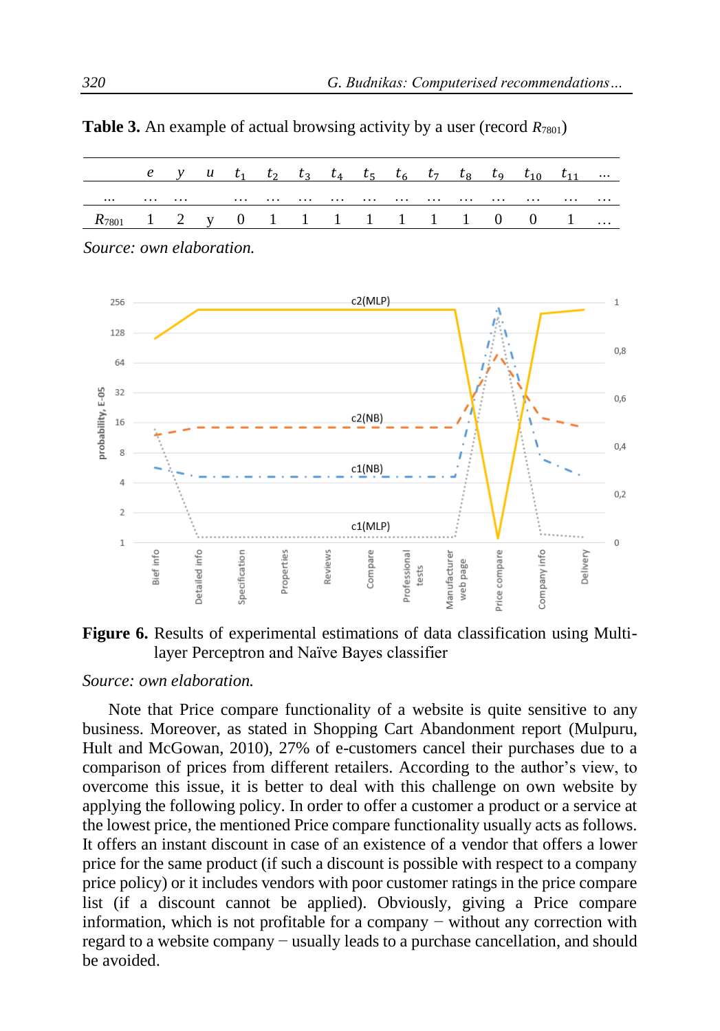**Table 3.** An example of actual browsing activity by a user (record $R_{7801}$)

| | $e$ | $y$ | $u$ | $t_1$ | $t_2$ | $t_3$ | $t_4$ | $t_5$ | $t_6$ | $t_7$ | $t_8$ | $t_9$ | $t_{10}$ | $t_{11}$ | ... |
|---|---|---|---|---|---|---|---|---|---|---|---|---|---|---|---|
| ... | … | … | | … | … | … | … | … | … | … | … | … | … | … | … |
| $R_{7801}$ | 1 | 2 | y | 0 | 1 | 1 | 1 | 1 | 1 | 1 | 1 | 0 | 0 | 1 | … |

*Source: own elaboration.*

**Figure 6.** Results of experimental estimations of data classification using Multi-layer Perceptron and Naïve Bayes classifier

*Source: own elaboration.*

Note that Price compare functionality of a website is quite sensitive to any business. Moreover, as stated in Shopping Cart Abandonment report (Mulpuru, Hult and McGowan, 2010), 27% of e-customers cancel their purchases due to a comparison of prices from different retailers. According to the author's view, to overcome this issue, it is better to deal with this challenge on own website by applying the following policy. In order to offer a customer a product or a service at the lowest price, the mentioned Price compare functionality usually acts as follows. It offers an instant discount in case of an existence of a vendor that offers a lower price for the same product (if such a discount is possible with respect to a company price policy) or it includes vendors with poor customer ratings in the price compare list (if a discount cannot be applied). Obviously, giving a Price compare information, which is not profitable for a company − without any correction with regard to a website company − usually leads to a purchase cancellation, and should be avoided.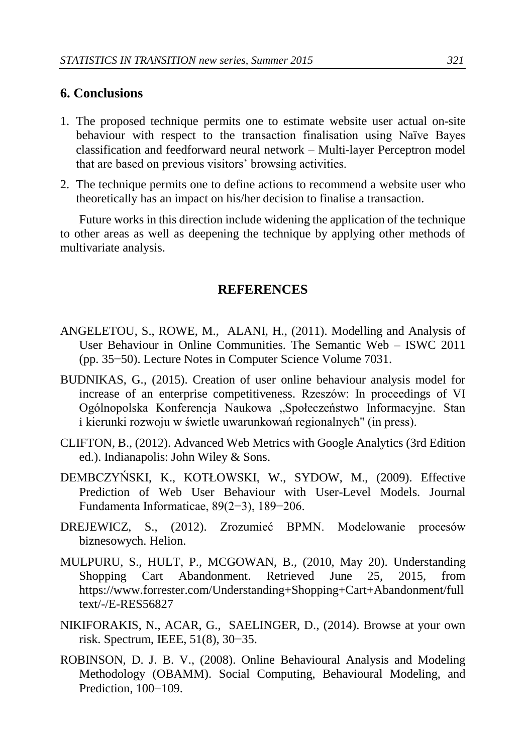## 6. Conclusions

1. The proposed technique permits one to estimate website user actual on-site behaviour with respect to the transaction finalisation using Naïve Bayes classification and feedforward neural network – Multi-layer Perceptron model that are based on previous visitors' browsing activities.
2. The technique permits one to define actions to recommend a website user who theoretically has an impact on his/her decision to finalise a transaction.

Future works in this direction include widening the application of the technique to other areas as well as deepening the technique by applying other methods of multivariate analysis.

## REFERENCES

ANGELETOU, S., ROWE, M., ALANI, H., (2011). Modelling and Analysis of User Behaviour in Online Communities. The Semantic Web – ISWC 2011 (pp. 35−50). Lecture Notes in Computer Science Volume 7031.

BUDNIKAS, G., (2015). Creation of user online behaviour analysis model for increase of an enterprise competitiveness. Rzeszów: In proceedings of VI Ogólnopolska Konferencja Naukowa „Społeczeństwo Informacyjne. Stan i kierunki rozwoju w świetle uwarunkowań regionalnych" (in press).

CLIFTON, B., (2012). Advanced Web Metrics with Google Analytics (3rd Edition ed.). Indianapolis: John Wiley & Sons.

DEMBCZYŃSKI, K., KOTŁOWSKI, W., SYDOW, M., (2009). Effective Prediction of Web User Behaviour with User-Level Models. Journal Fundamenta Informaticae, 89(2−3), 189−206.

DREJEWICZ, S., (2012). Zrozumieć BPMN. Modelowanie procesów biznesowych. Helion.

MULPURU, S., HULT, P., MCGOWAN, B., (2010, May 20). Understanding Shopping Cart Abandonment. Retrieved June 25, 2015, from https://www.forrester.com/Understanding+Shopping+Cart+Abandonment/fulltext/-/E-RES56827

NIKIFORAKIS, N., ACAR, G., SAELINGER, D., (2014). Browse at your own risk. Spectrum, IEEE, 51(8), 30−35.

ROBINSON, D. J. B. V., (2008). Online Behavioural Analysis and Modeling Methodology (OBAMM). Social Computing, Behavioural Modeling, and Prediction, 100−109.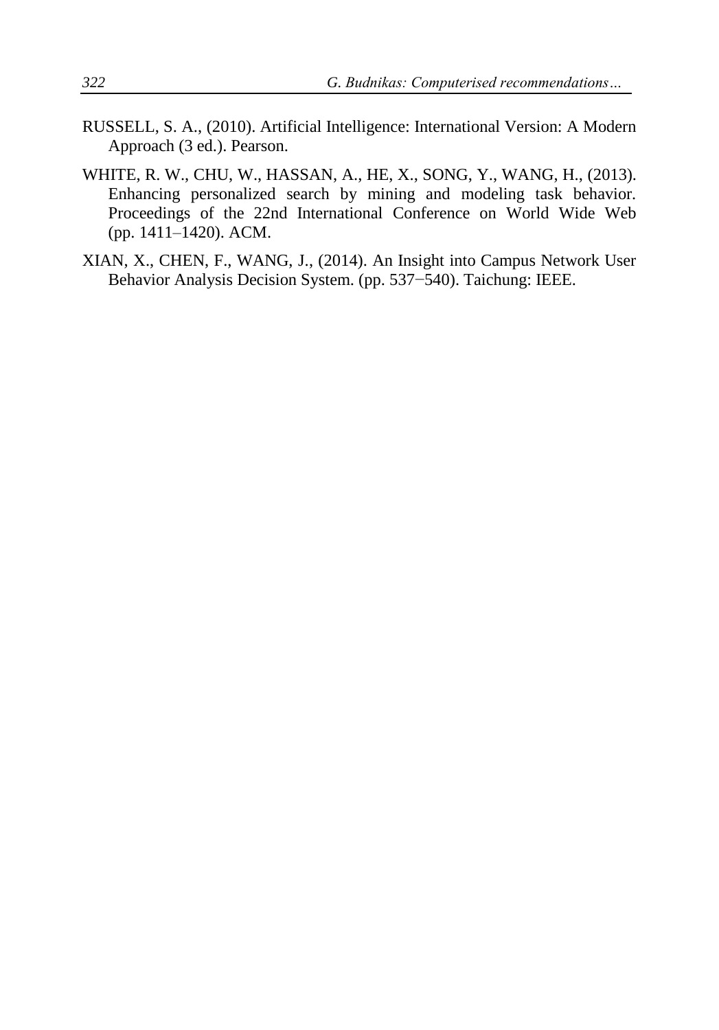RUSSELL, S. A., (2010). Artificial Intelligence: International Version: A Modern Approach (3 ed.). Pearson.

WHITE, R. W., CHU, W., HASSAN, A., HE, X., SONG, Y., WANG, H., (2013). Enhancing personalized search by mining and modeling task behavior. Proceedings of the 22nd International Conference on World Wide Web (pp. 1411–1420). ACM.

XIAN, X., CHEN, F., WANG, J., (2014). An Insight into Campus Network User Behavior Analysis Decision System. (pp. 537−540). Taichung: IEEE.